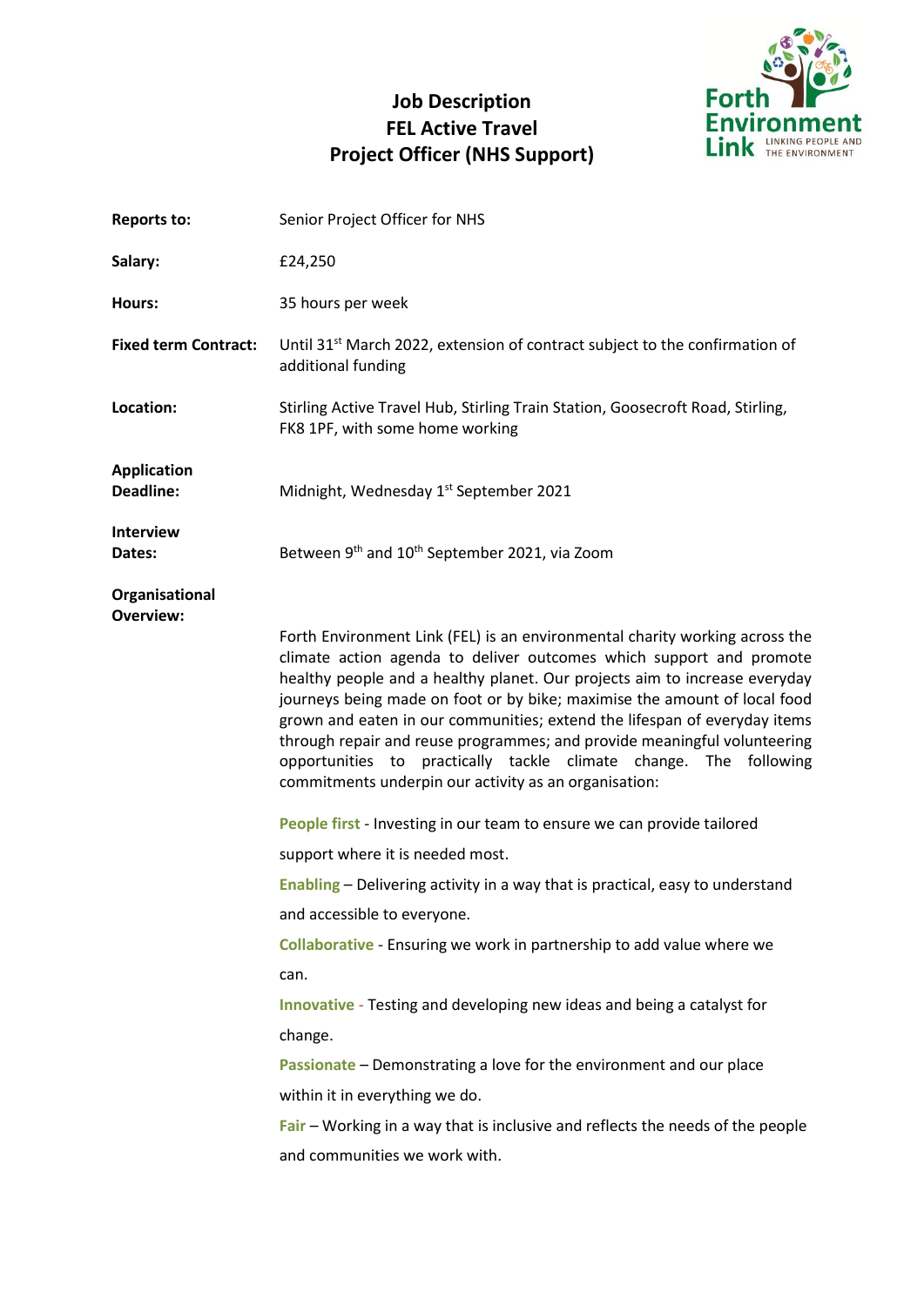# Job Description
# FEL Active Travel
# Project Officer (NHS Support)

Forth Environment Link — LINKING PEOPLE AND THE ENVIRONMENT

**Reports to:** Senior Project Officer for NHS

**Salary:** £24,250

**Hours:** 35 hours per week

**Fixed term Contract:** Until 31st March 2022, extension of contract subject to the confirmation of additional funding

**Location:** Stirling Active Travel Hub, Stirling Train Station, Goosecroft Road, Stirling, FK8 1PF, with some home working

**Application Deadline:** Midnight, Wednesday 1st September 2021

**Interview Dates:** Between 9th and 10th September 2021, via Zoom

**Organisational Overview:**

Forth Environment Link (FEL) is an environmental charity working across the climate action agenda to deliver outcomes which support and promote healthy people and a healthy planet. Our projects aim to increase everyday journeys being made on foot or by bike; maximise the amount of local food grown and eaten in our communities; extend the lifespan of everyday items through repair and reuse programmes; and provide meaningful volunteering opportunities to practically tackle climate change. The following commitments underpin our activity as an organisation:

**People first** - Investing in our team to ensure we can provide tailored support where it is needed most.

**Enabling** – Delivering activity in a way that is practical, easy to understand and accessible to everyone.

**Collaborative** - Ensuring we work in partnership to add value where we can.

**Innovative** - Testing and developing new ideas and being a catalyst for change.

**Passionate** – Demonstrating a love for the environment and our place within it in everything we do.

**Fair** – Working in a way that is inclusive and reflects the needs of the people and communities we work with.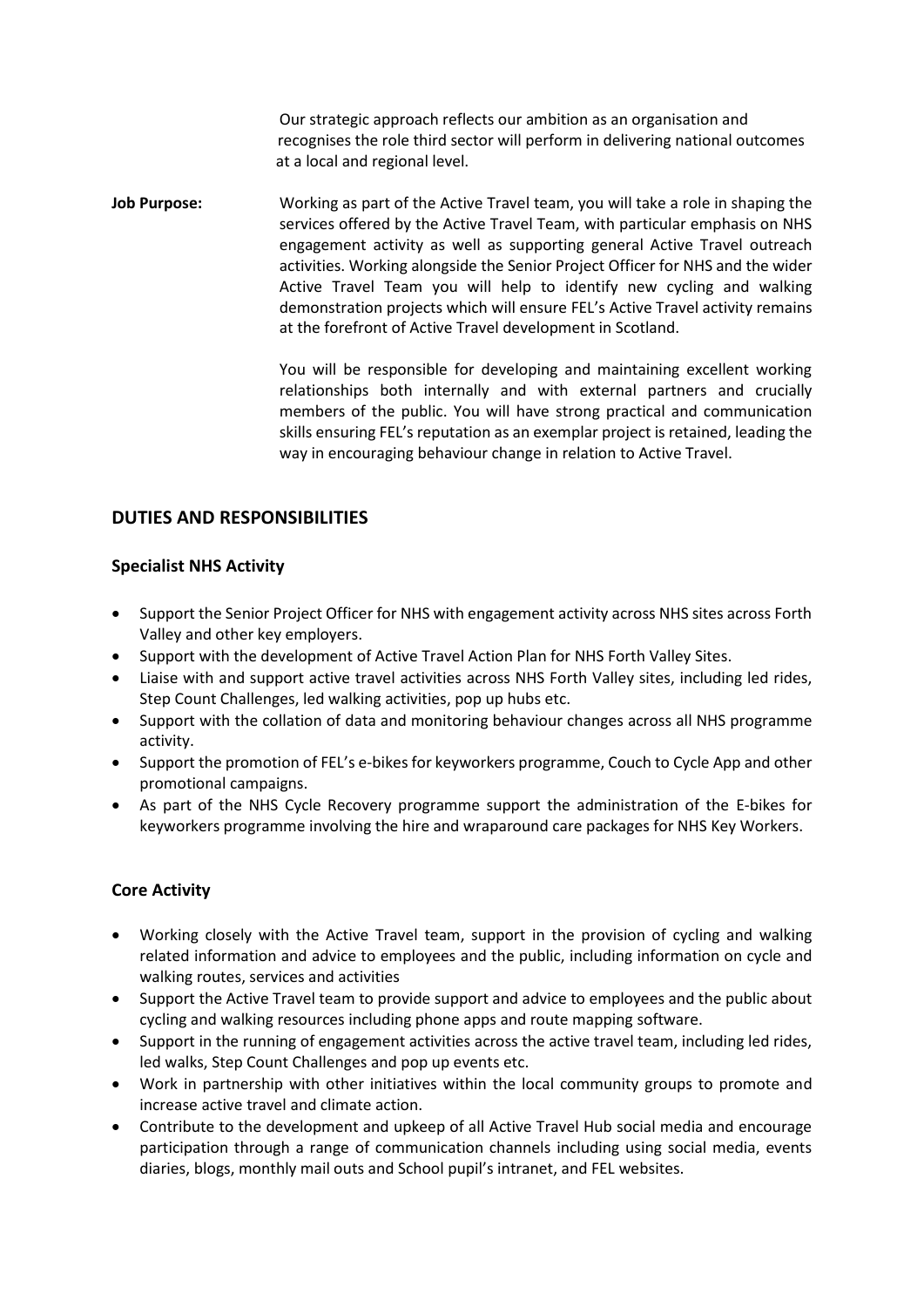Our strategic approach reflects our ambition as an organisation and recognises the role third sector will perform in delivering national outcomes at a local and regional level.

**Job Purpose:** Working as part of the Active Travel team, you will take a role in shaping the services offered by the Active Travel Team, with particular emphasis on NHS engagement activity as well as supporting general Active Travel outreach activities. Working alongside the Senior Project Officer for NHS and the wider Active Travel Team you will help to identify new cycling and walking demonstration projects which will ensure FEL's Active Travel activity remains at the forefront of Active Travel development in Scotland.

You will be responsible for developing and maintaining excellent working relationships both internally and with external partners and crucially members of the public. You will have strong practical and communication skills ensuring FEL's reputation as an exemplar project is retained, leading the way in encouraging behaviour change in relation to Active Travel.

## DUTIES AND RESPONSIBILITIES

### Specialist NHS Activity

- Support the Senior Project Officer for NHS with engagement activity across NHS sites across Forth Valley and other key employers.
- Support with the development of Active Travel Action Plan for NHS Forth Valley Sites.
- Liaise with and support active travel activities across NHS Forth Valley sites, including led rides, Step Count Challenges, led walking activities, pop up hubs etc.
- Support with the collation of data and monitoring behaviour changes across all NHS programme activity.
- Support the promotion of FEL's e-bikes for keyworkers programme, Couch to Cycle App and other promotional campaigns.
- As part of the NHS Cycle Recovery programme support the administration of the E-bikes for keyworkers programme involving the hire and wraparound care packages for NHS Key Workers.

### Core Activity

- Working closely with the Active Travel team, support in the provision of cycling and walking related information and advice to employees and the public, including information on cycle and walking routes, services and activities
- Support the Active Travel team to provide support and advice to employees and the public about cycling and walking resources including phone apps and route mapping software.
- Support in the running of engagement activities across the active travel team, including led rides, led walks, Step Count Challenges and pop up events etc.
- Work in partnership with other initiatives within the local community groups to promote and increase active travel and climate action.
- Contribute to the development and upkeep of all Active Travel Hub social media and encourage participation through a range of communication channels including using social media, events diaries, blogs, monthly mail outs and School pupil's intranet, and FEL websites.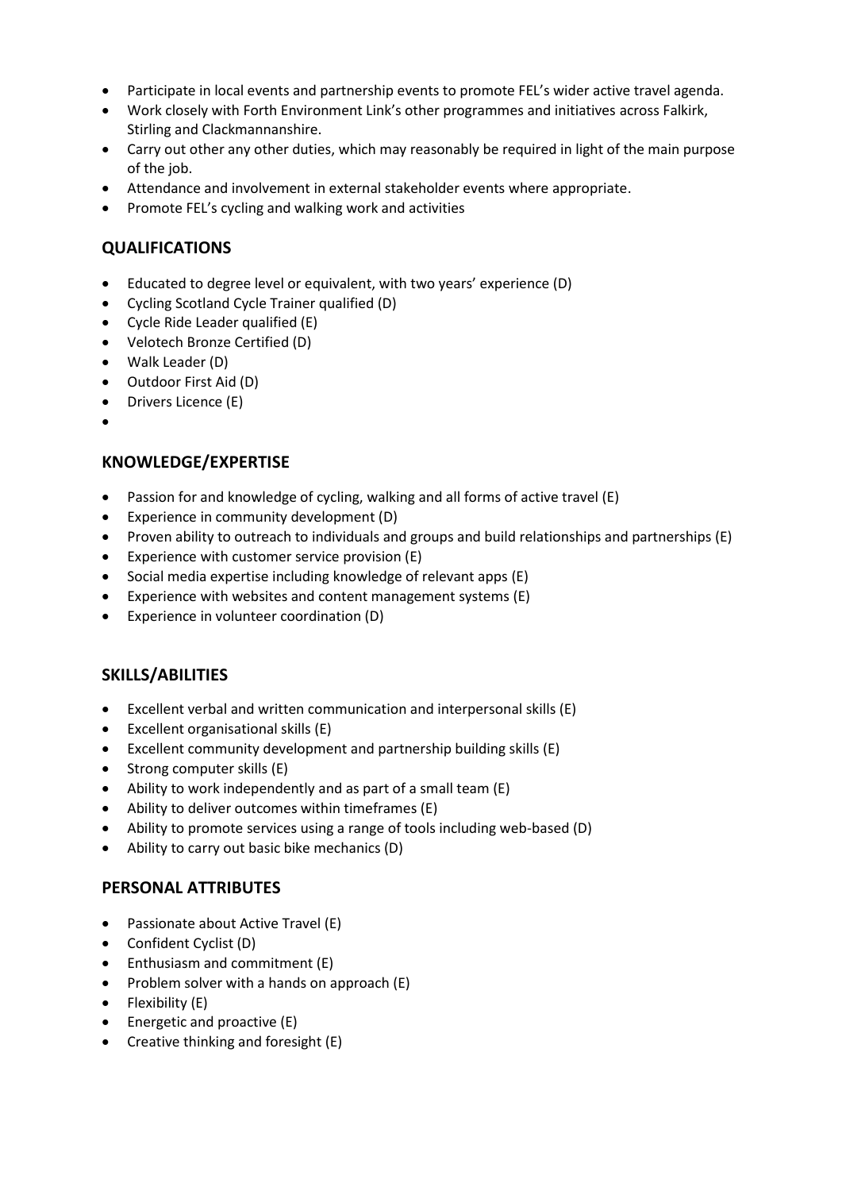- Participate in local events and partnership events to promote FEL's wider active travel agenda.
- Work closely with Forth Environment Link's other programmes and initiatives across Falkirk, Stirling and Clackmannanshire.
- Carry out other any other duties, which may reasonably be required in light of the main purpose of the job.
- Attendance and involvement in external stakeholder events where appropriate.
- Promote FEL's cycling and walking work and activities

## QUALIFICATIONS

- Educated to degree level or equivalent, with two years' experience (D)
- Cycling Scotland Cycle Trainer qualified (D)
- Cycle Ride Leader qualified (E)
- Velotech Bronze Certified (D)
- Walk Leader (D)
- Outdoor First Aid (D)
- Drivers Licence (E)

## KNOWLEDGE/EXPERTISE

- Passion for and knowledge of cycling, walking and all forms of active travel (E)
- Experience in community development (D)
- Proven ability to outreach to individuals and groups and build relationships and partnerships (E)
- Experience with customer service provision (E)
- Social media expertise including knowledge of relevant apps (E)
- Experience with websites and content management systems (E)
- Experience in volunteer coordination (D)

## SKILLS/ABILITIES

- Excellent verbal and written communication and interpersonal skills (E)
- Excellent organisational skills (E)
- Excellent community development and partnership building skills (E)
- Strong computer skills (E)
- Ability to work independently and as part of a small team (E)
- Ability to deliver outcomes within timeframes (E)
- Ability to promote services using a range of tools including web-based (D)
- Ability to carry out basic bike mechanics (D)

## PERSONAL ATTRIBUTES

- Passionate about Active Travel (E)
- Confident Cyclist (D)
- Enthusiasm and commitment (E)
- Problem solver with a hands on approach (E)
- Flexibility (E)
- Energetic and proactive (E)
- Creative thinking and foresight (E)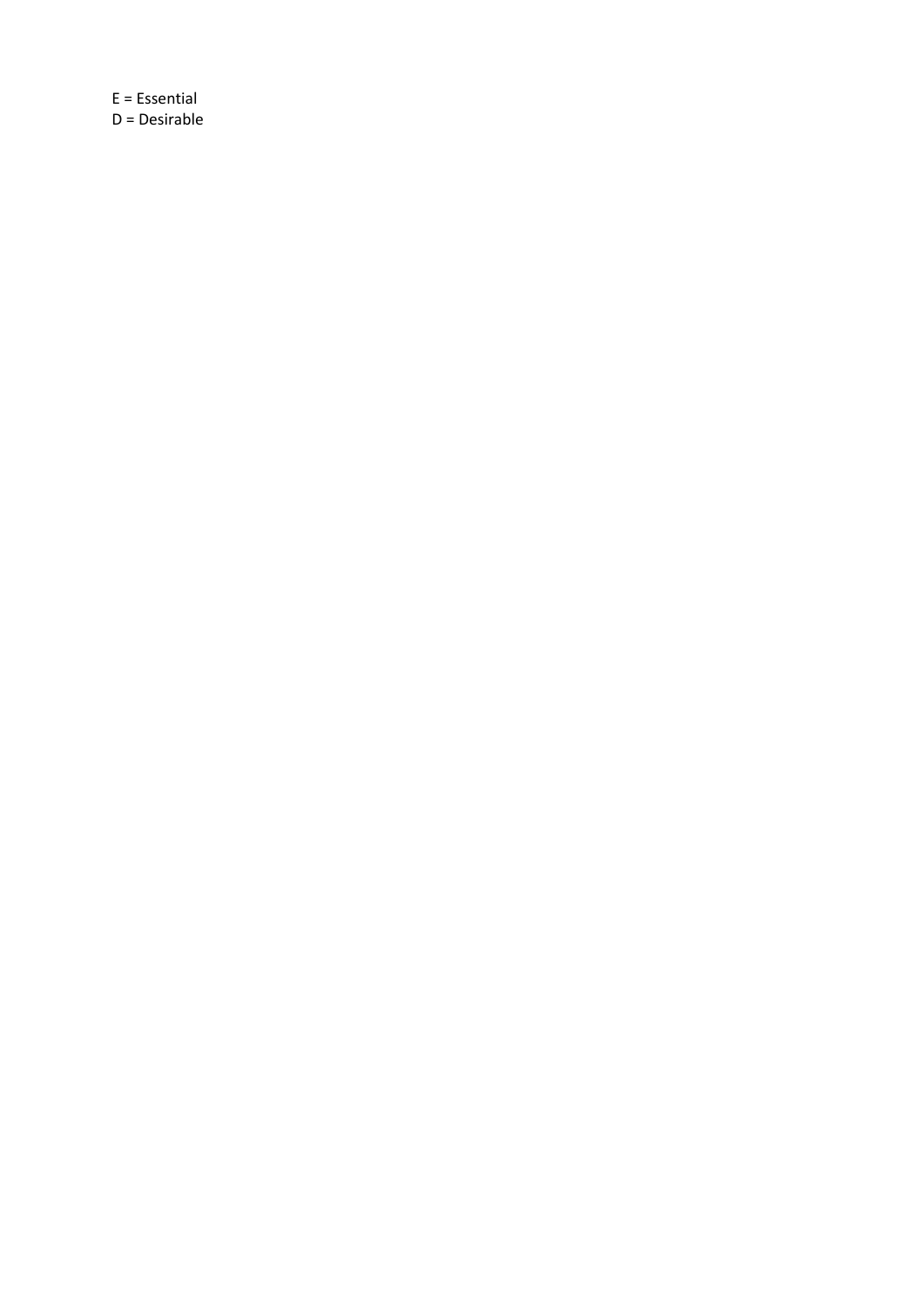E = Essential
D = Desirable